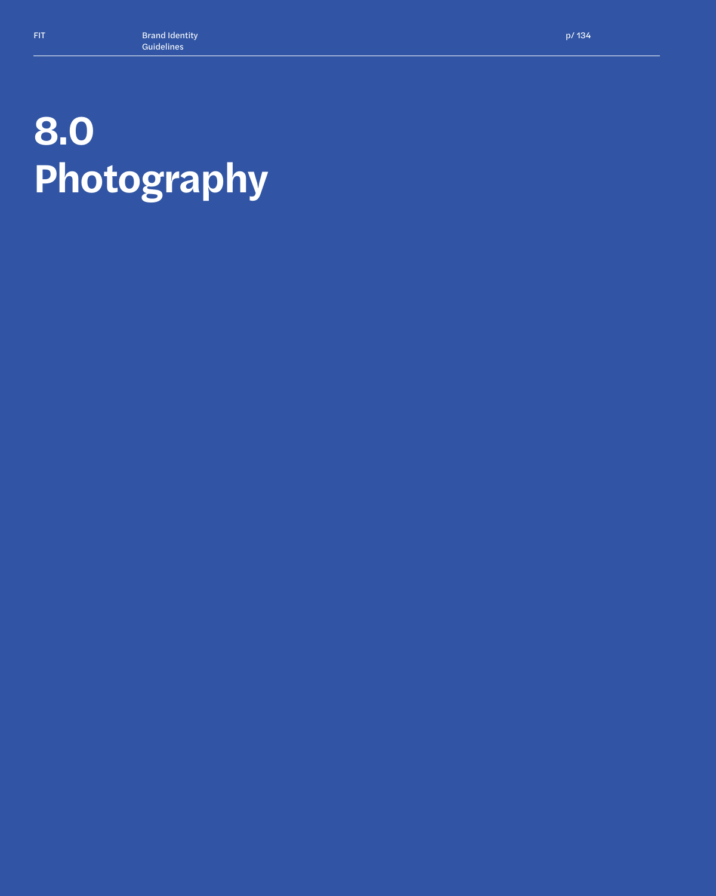# 8.0 Photography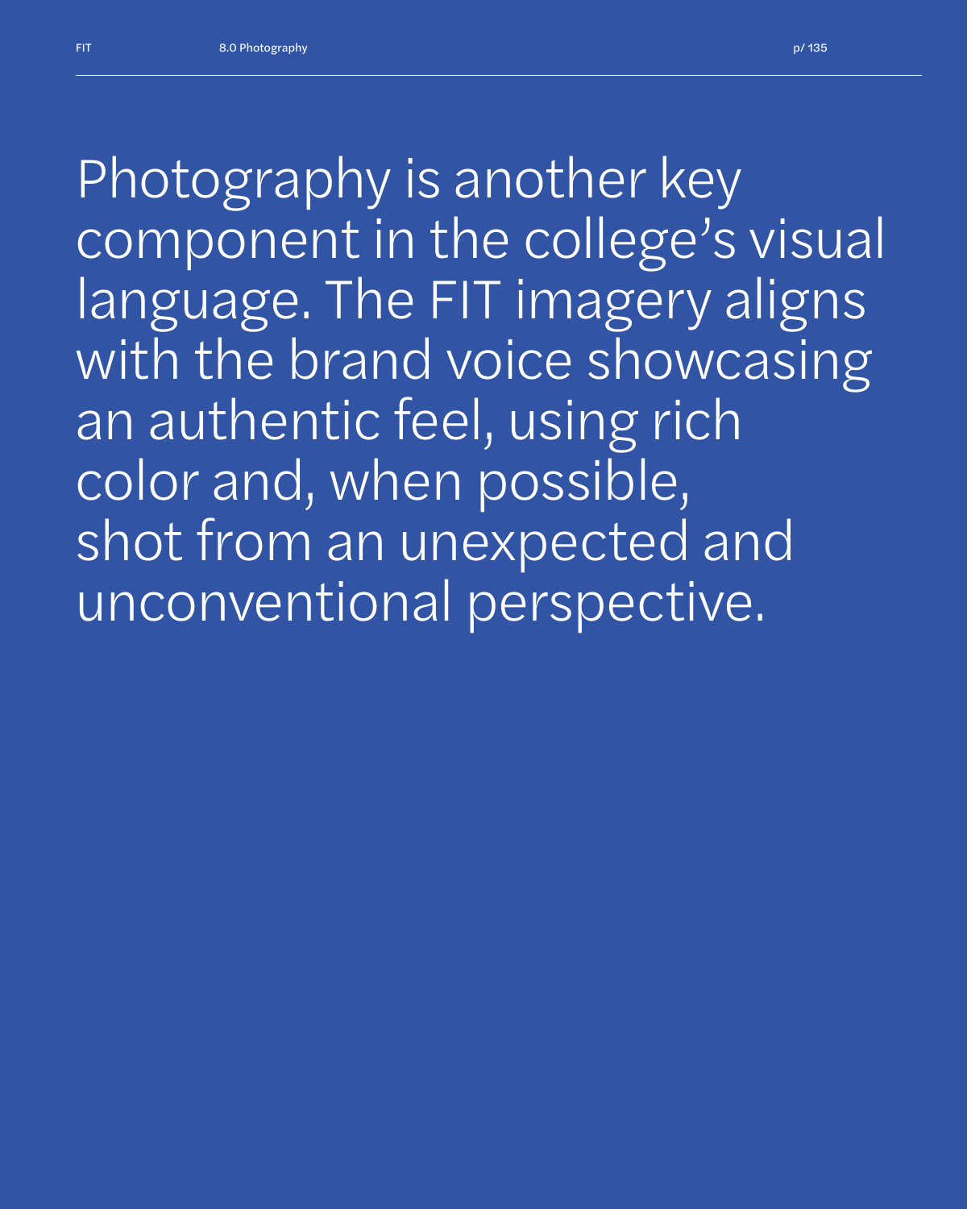Photography is another key component in the college's visual language. The FIT imagery aligns with the brand voice showcasing an authentic feel, using rich color and, when possible, shot from an unexpected and unconventional perspective.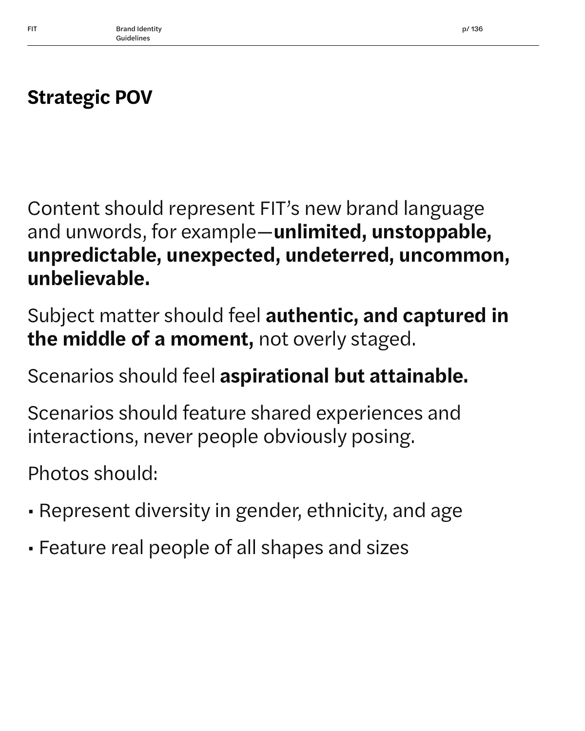## Strategic POV

Content should represent FIT's new brand language and unwords, for example—**unlimited, unstoppable, unpredictable, unexpected, undeterred, uncommon, unbelievable.**

Subject matter should feel **authentic, and captured in the middle of a moment,** not overly staged.

Scenarios should feel **aspirational but attainable.**

Scenarios should feature shared experiences and interactions, never people obviously posing.

Photos should:

- Represent diversity in gender, ethnicity, and age
- Feature real people of all shapes and sizes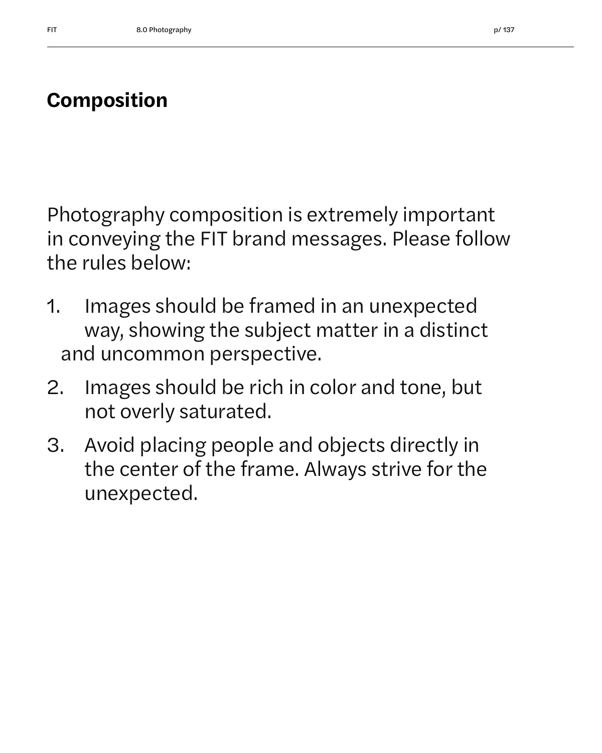## Composition

Photography composition is extremely important in conveying the FIT brand messages. Please follow the rules below:

1. Images should be framed in an unexpected way, showing the subject matter in a distinct and uncommon perspective.
2. Images should be rich in color and tone, but not overly saturated.
3. Avoid placing people and objects directly in the center of the frame. Always strive for the unexpected.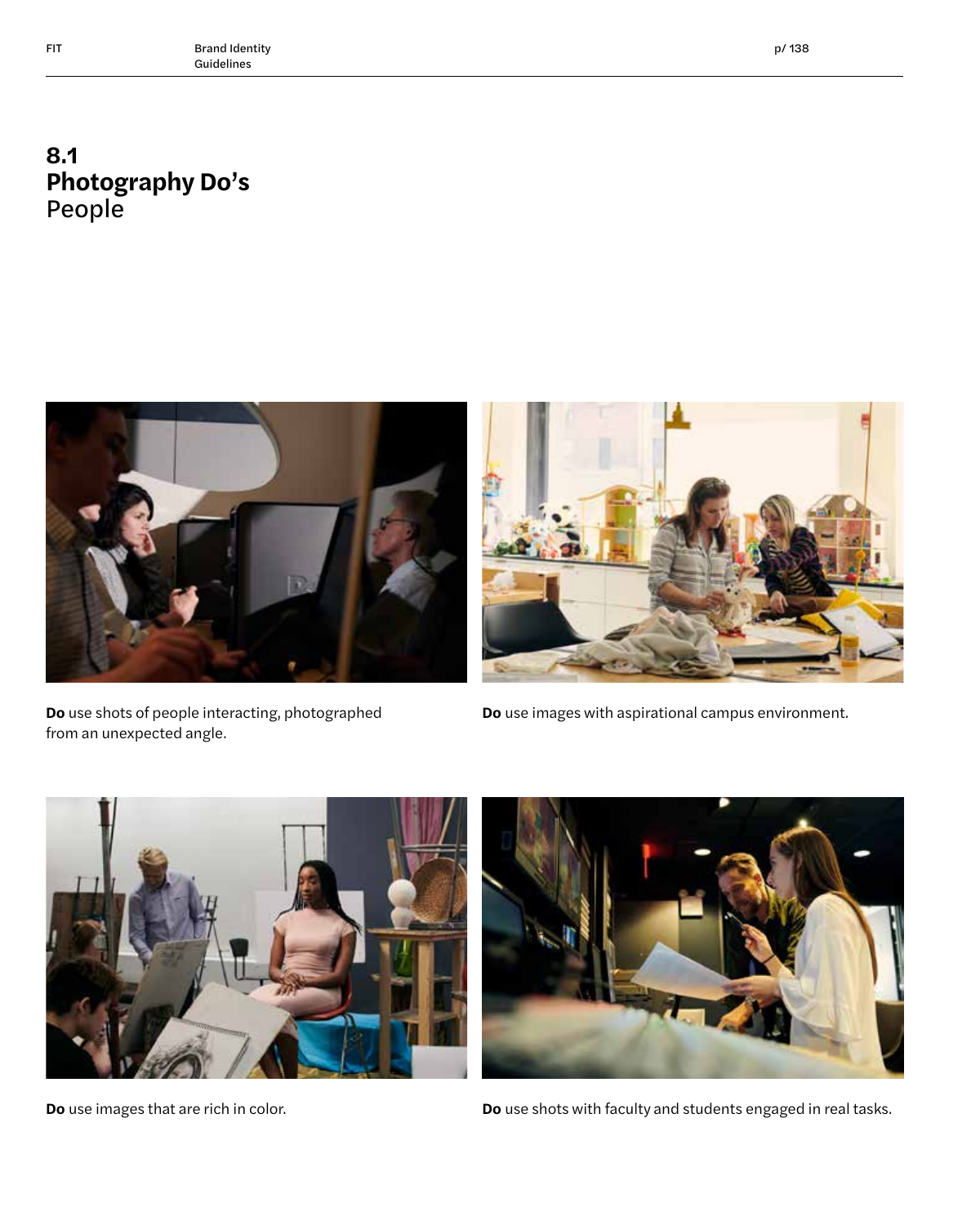## 8.1 Photography Do's
People

**Do** use shots of people interacting, photographed from an unexpected angle.

**Do** use images with aspirational campus environment.

**Do** use images that are rich in color.

**Do** use shots with faculty and students engaged in real tasks.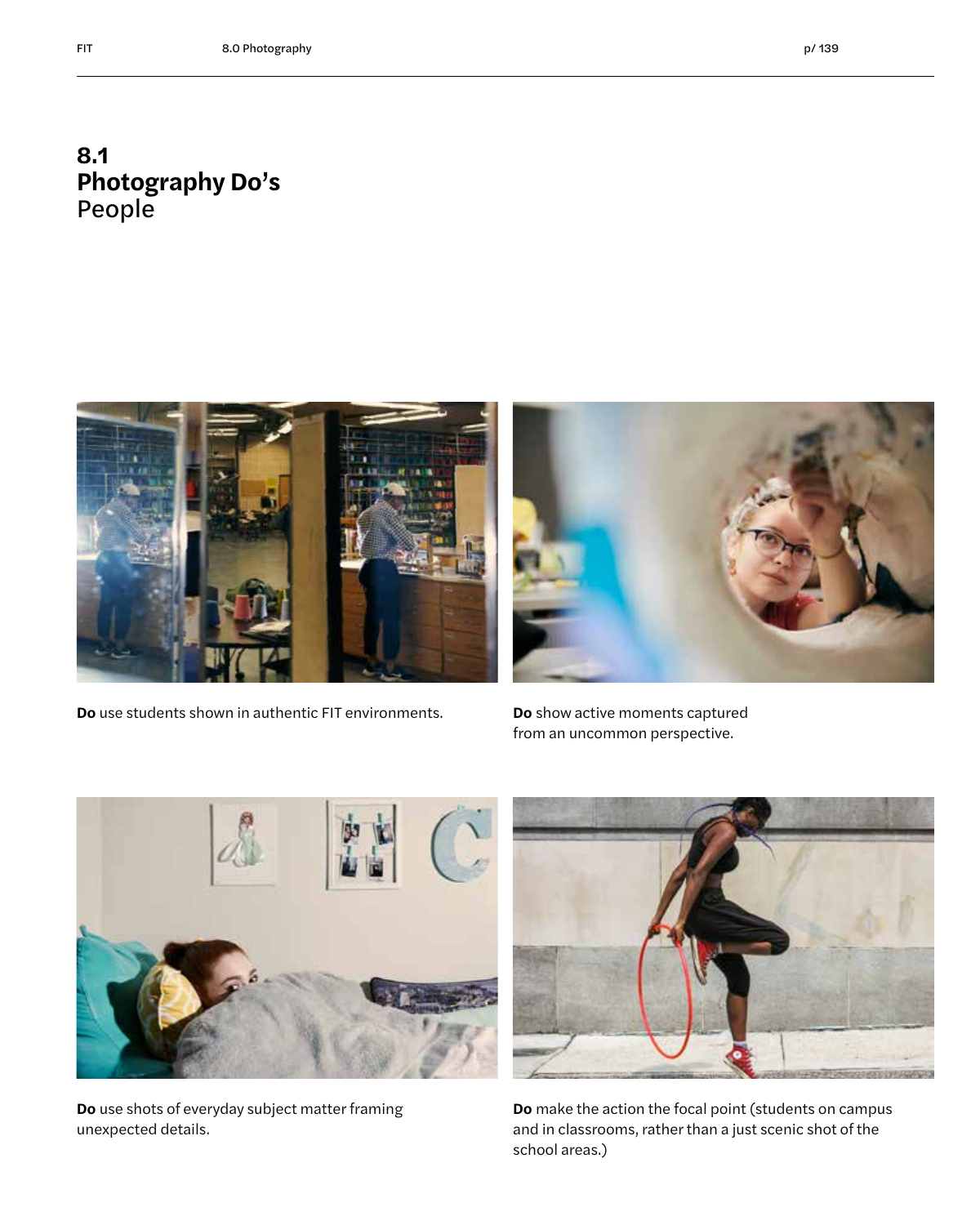## 8.1
## Photography Do's
### People

**Do** use students shown in authentic FIT environments.

**Do** show active moments captured from an uncommon perspective.

**Do** use shots of everyday subject matter framing unexpected details.

**Do** make the action the focal point (students on campus and in classrooms, rather than a just scenic shot of the school areas.)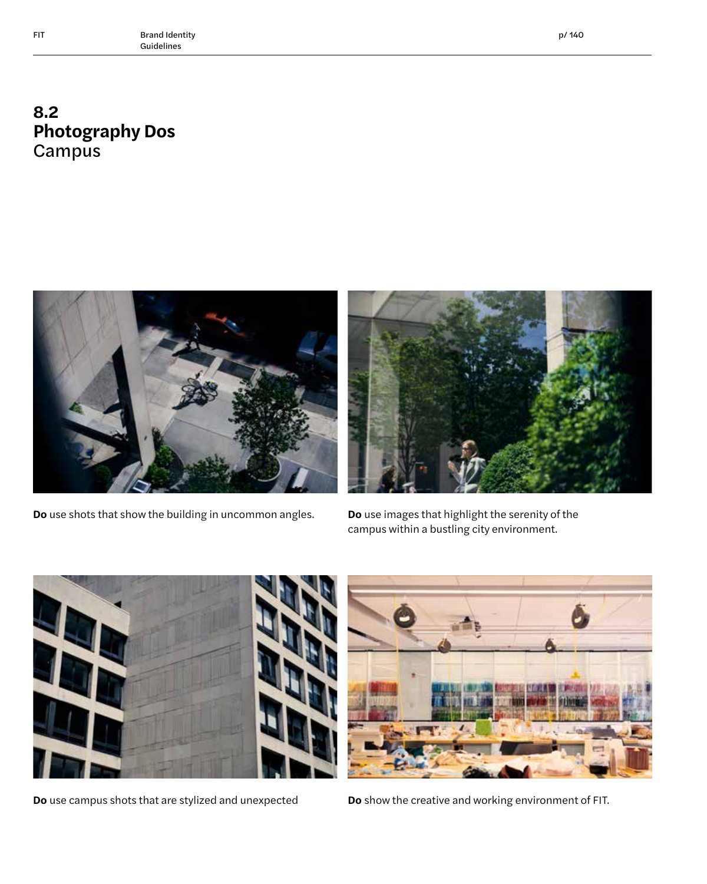# 8.2
# Photography Dos
## Campus

**Do** use shots that show the building in uncommon angles.

**Do** use images that highlight the serenity of the campus within a bustling city environment.

**Do** use campus shots that are stylized and unexpected

**Do** show the creative and working environment of FIT.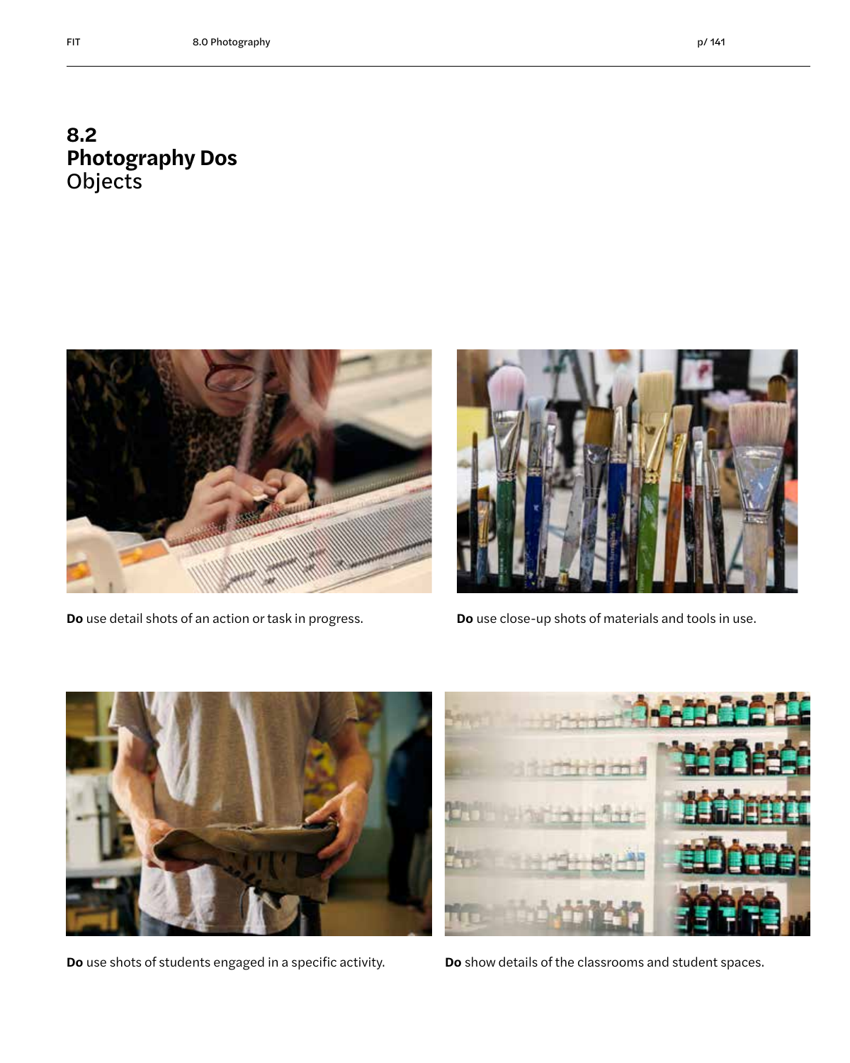# 8.2 Photography Dos
## Objects

**Do** use detail shots of an action or task in progress.

**Do** use close-up shots of materials and tools in use.

**Do** use shots of students engaged in a specific activity.

**Do** show details of the classrooms and student spaces.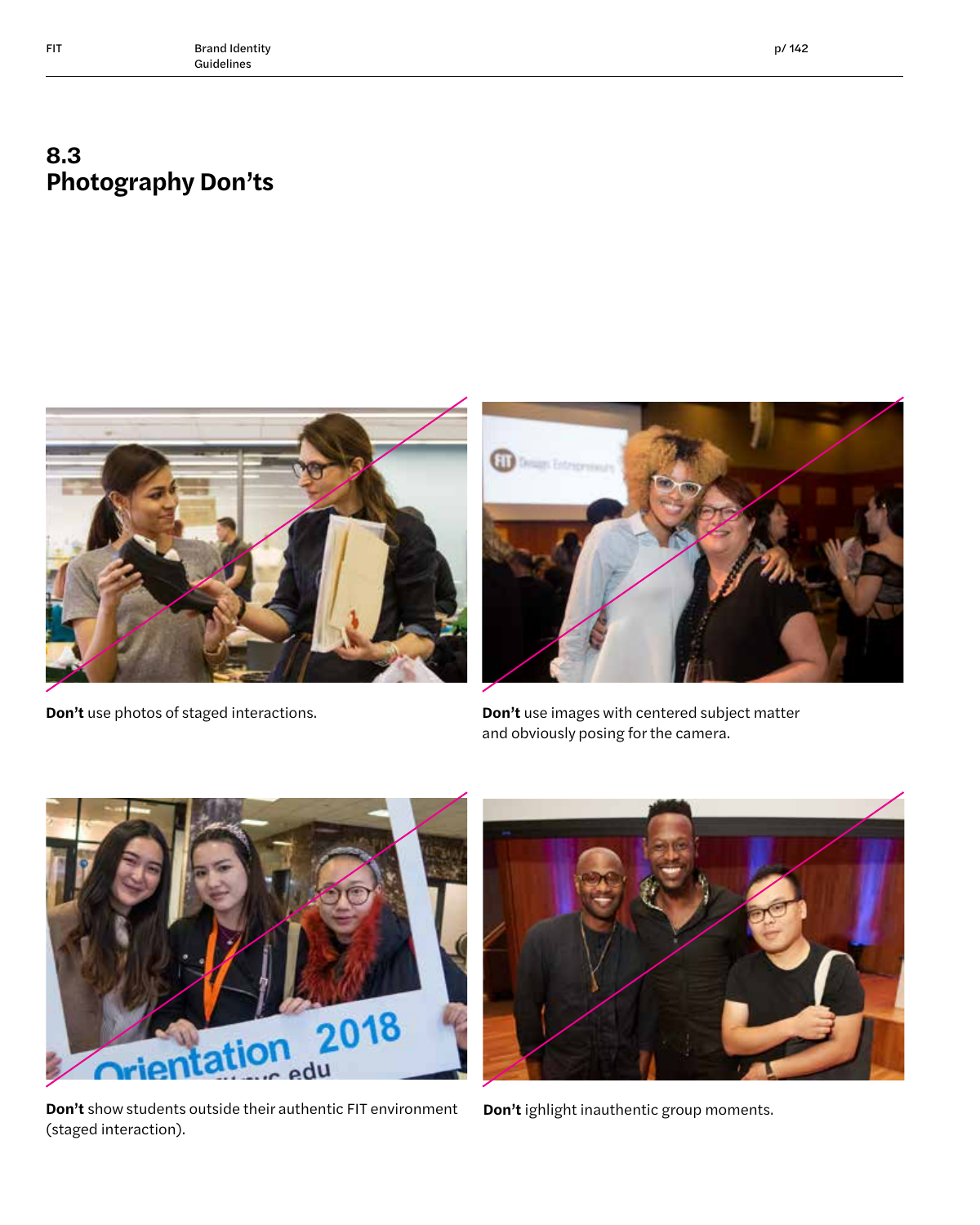## 8.3 Photography Don'ts

**Don't** use photos of staged interactions.

**Don't** use images with centered subject matter and obviously posing for the camera.

**Don't** show students outside their authentic FIT environment (staged interaction).

**Don't** ighlight inauthentic group moments.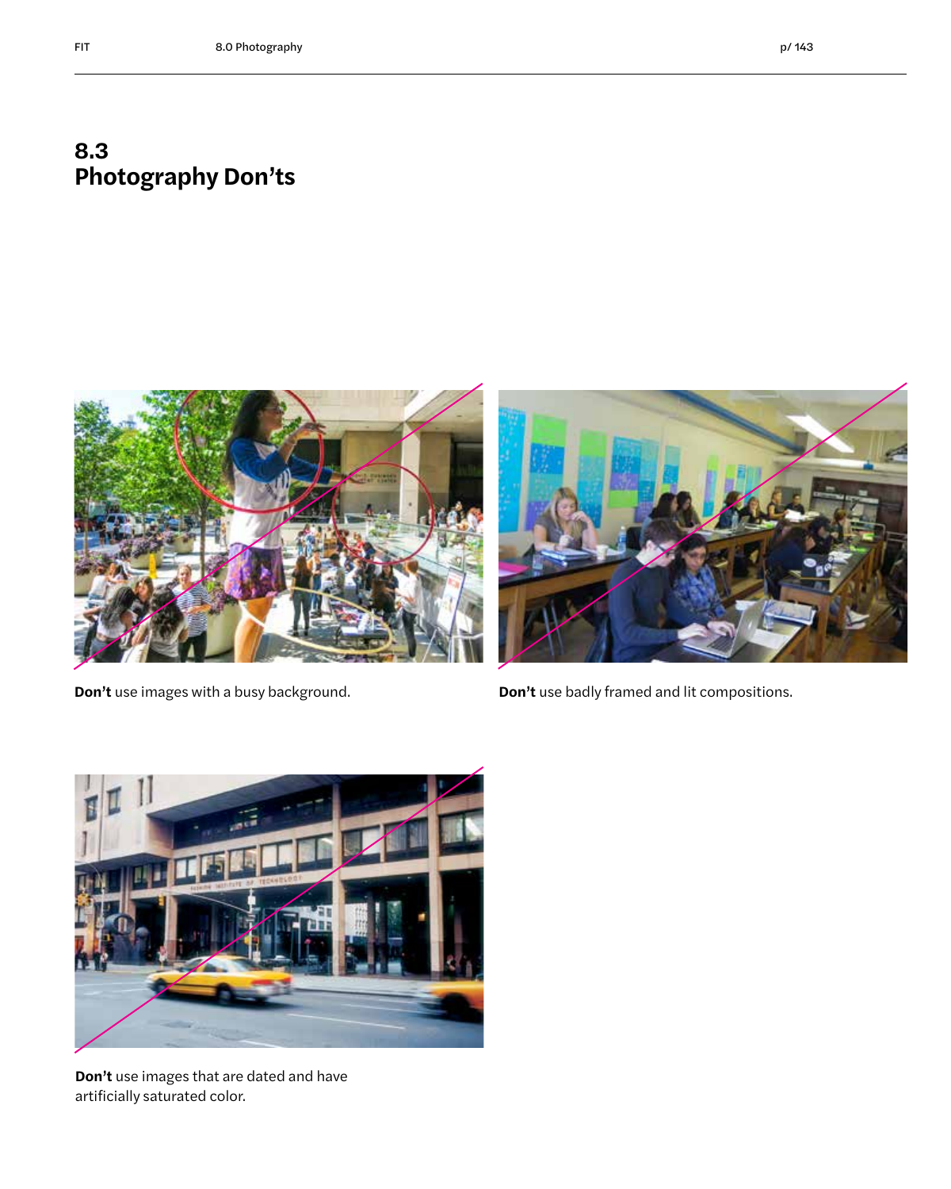## 8.3 Photography Don'ts

**Don't** use images with a busy background.

**Don't** use badly framed and lit compositions.

**Don't** use images that are dated and have artificially saturated color.